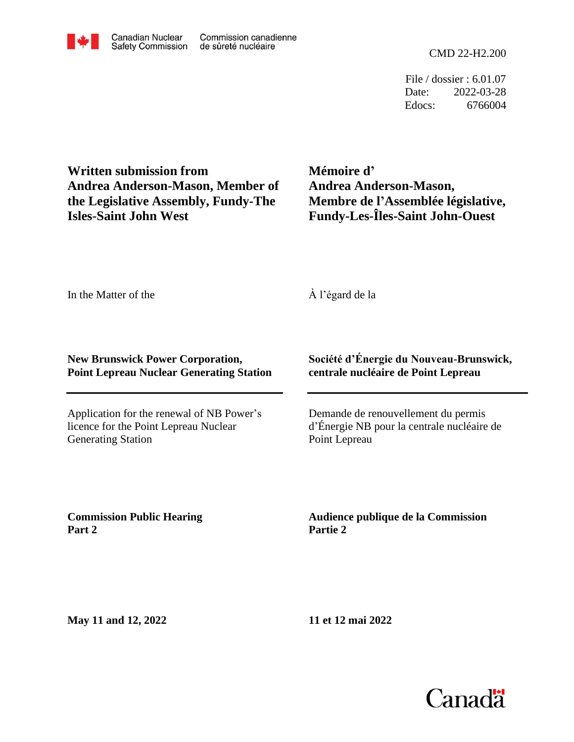Canadian Nuclear Safety Commission — Commission canadienne de sûreté nucléaire

CMD 22-H2.200

File / dossier : 6.01.07
Date: 2022-03-28
Edocs: 6766004

**Written submission from Andrea Anderson-Mason, Member of the Legislative Assembly, Fundy-The Isles-Saint John West**

**Mémoire d' Andrea Anderson-Mason, Membre de l'Assemblée législative, Fundy-Les-Îles-Saint John-Ouest**

In the Matter of the

À l'égard de la

**New Brunswick Power Corporation, Point Lepreau Nuclear Generating Station**

**Société d'Énergie du Nouveau-Brunswick, centrale nucléaire de Point Lepreau**

---

Application for the renewal of NB Power's licence for the Point Lepreau Nuclear Generating Station

Demande de renouvellement du permis d'Énergie NB pour la centrale nucléaire de Point Lepreau

**Commission Public Hearing Part 2**

**Audience publique de la Commission Partie 2**

**May 11 and 12, 2022**

**11 et 12 mai 2022**

Canada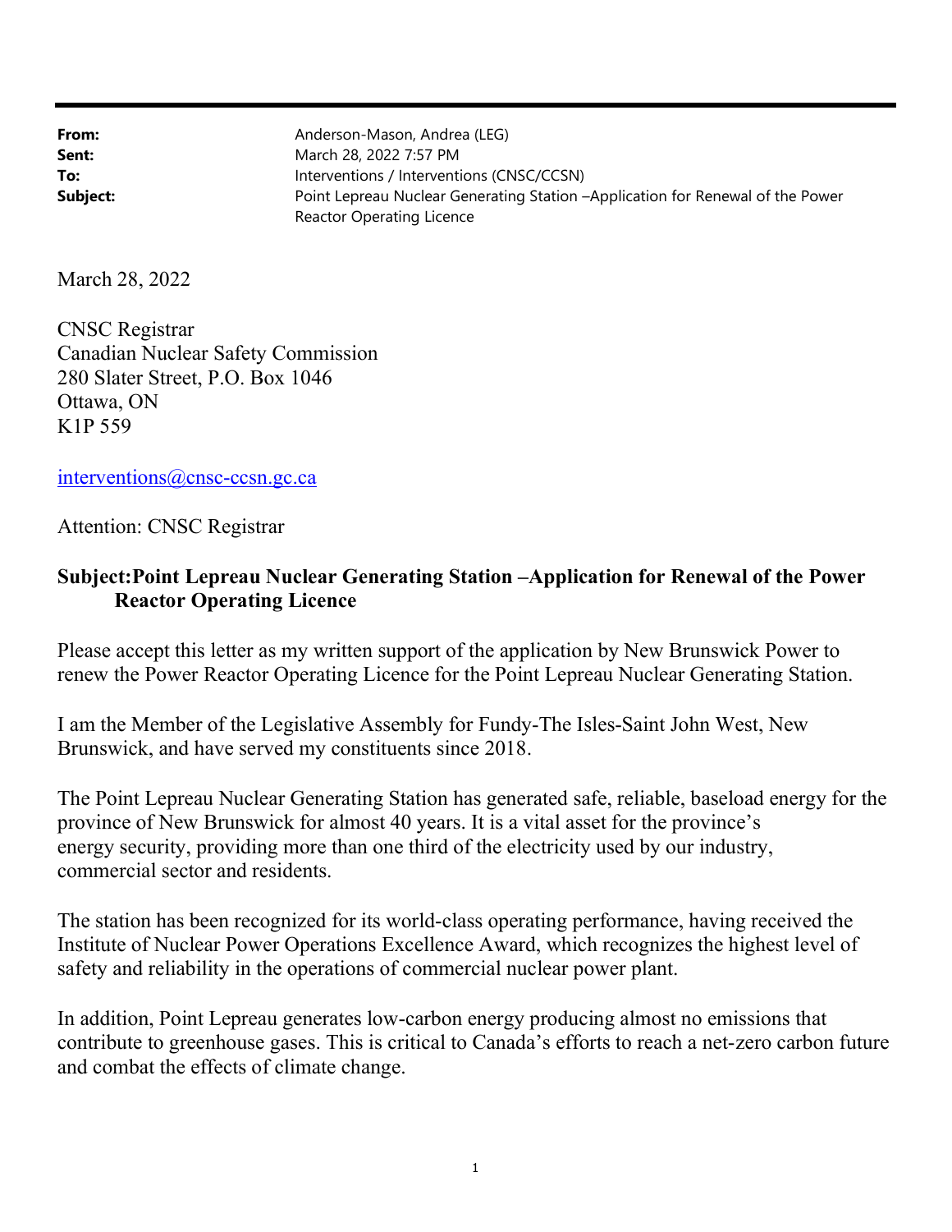| | |
|---|---|
| **From:** | Anderson-Mason, Andrea (LEG) |
| **Sent:** | March 28, 2022 7:57 PM |
| **To:** | Interventions / Interventions (CNSC/CCSN) |
| **Subject:** | Point Lepreau Nuclear Generating Station –Application for Renewal of the Power Reactor Operating Licence |

March 28, 2022

CNSC Registrar
Canadian Nuclear Safety Commission
280 Slater Street, P.O. Box 1046
Ottawa, ON
K1P 559

interventions@cnsc-ccsn.gc.ca

Attention: CNSC Registrar

**Subject:Point Lepreau Nuclear Generating Station –Application for Renewal of the Power Reactor Operating Licence**

Please accept this letter as my written support of the application by New Brunswick Power to renew the Power Reactor Operating Licence for the Point Lepreau Nuclear Generating Station.

I am the Member of the Legislative Assembly for Fundy-The Isles-Saint John West, New Brunswick, and have served my constituents since 2018.

The Point Lepreau Nuclear Generating Station has generated safe, reliable, baseload energy for the province of New Brunswick for almost 40 years. It is a vital asset for the province's energy security, providing more than one third of the electricity used by our industry, commercial sector and residents.

The station has been recognized for its world-class operating performance, having received the Institute of Nuclear Power Operations Excellence Award, which recognizes the highest level of safety and reliability in the operations of commercial nuclear power plant.

In addition, Point Lepreau generates low-carbon energy producing almost no emissions that contribute to greenhouse gases. This is critical to Canada's efforts to reach a net-zero carbon future and combat the effects of climate change.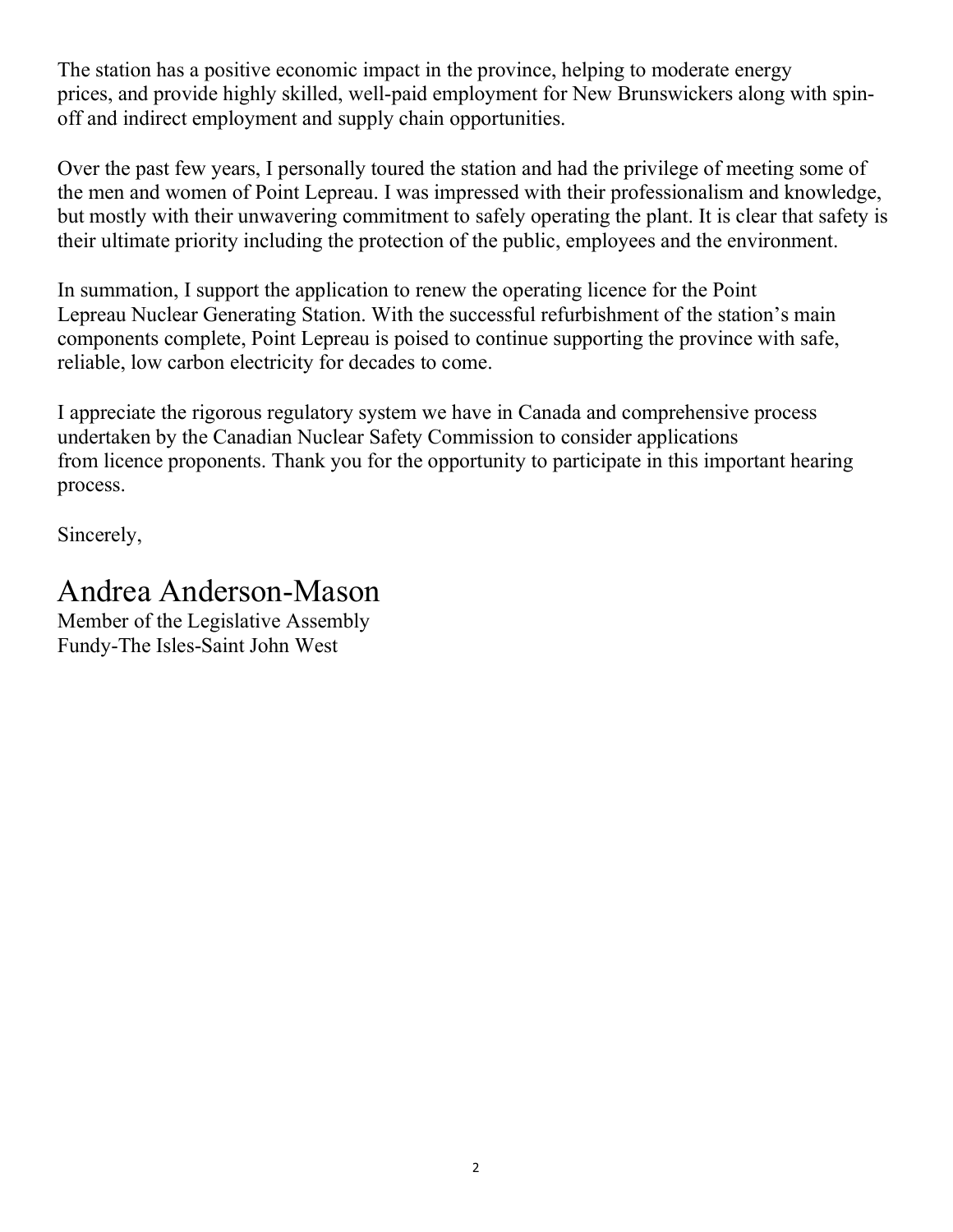The station has a positive economic impact in the province, helping to moderate energy prices, and provide highly skilled, well-paid employment for New Brunswickers along with spin-off and indirect employment and supply chain opportunities.

Over the past few years, I personally toured the station and had the privilege of meeting some of the men and women of Point Lepreau. I was impressed with their professionalism and knowledge, but mostly with their unwavering commitment to safely operating the plant. It is clear that safety is their ultimate priority including the protection of the public, employees and the environment.

In summation, I support the application to renew the operating licence for the Point Lepreau Nuclear Generating Station. With the successful refurbishment of the station's main components complete, Point Lepreau is poised to continue supporting the province with safe, reliable, low carbon electricity for decades to come.

I appreciate the rigorous regulatory system we have in Canada and comprehensive process undertaken by the Canadian Nuclear Safety Commission to consider applications from licence proponents. Thank you for the opportunity to participate in this important hearing process.

Sincerely,

Andrea Anderson-Mason
Member of the Legislative Assembly
Fundy-The Isles-Saint John West